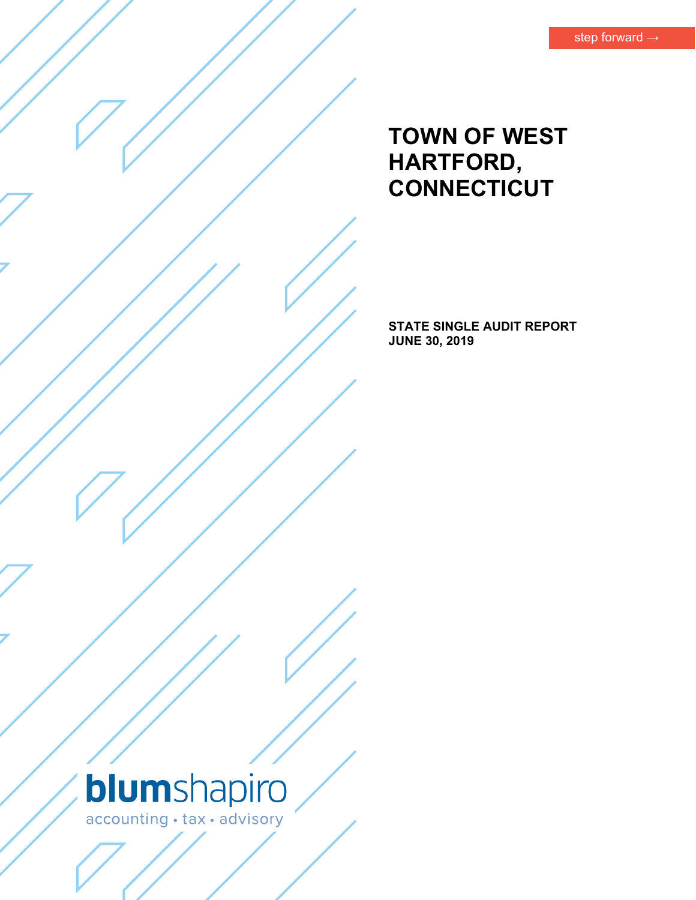step forward →

# TOWN OF WEST HARTFORD, CONNECTICUT

**STATE SINGLE AUDIT REPORT**
**JUNE 30, 2019**

blumshapiro
accounting • tax • advisory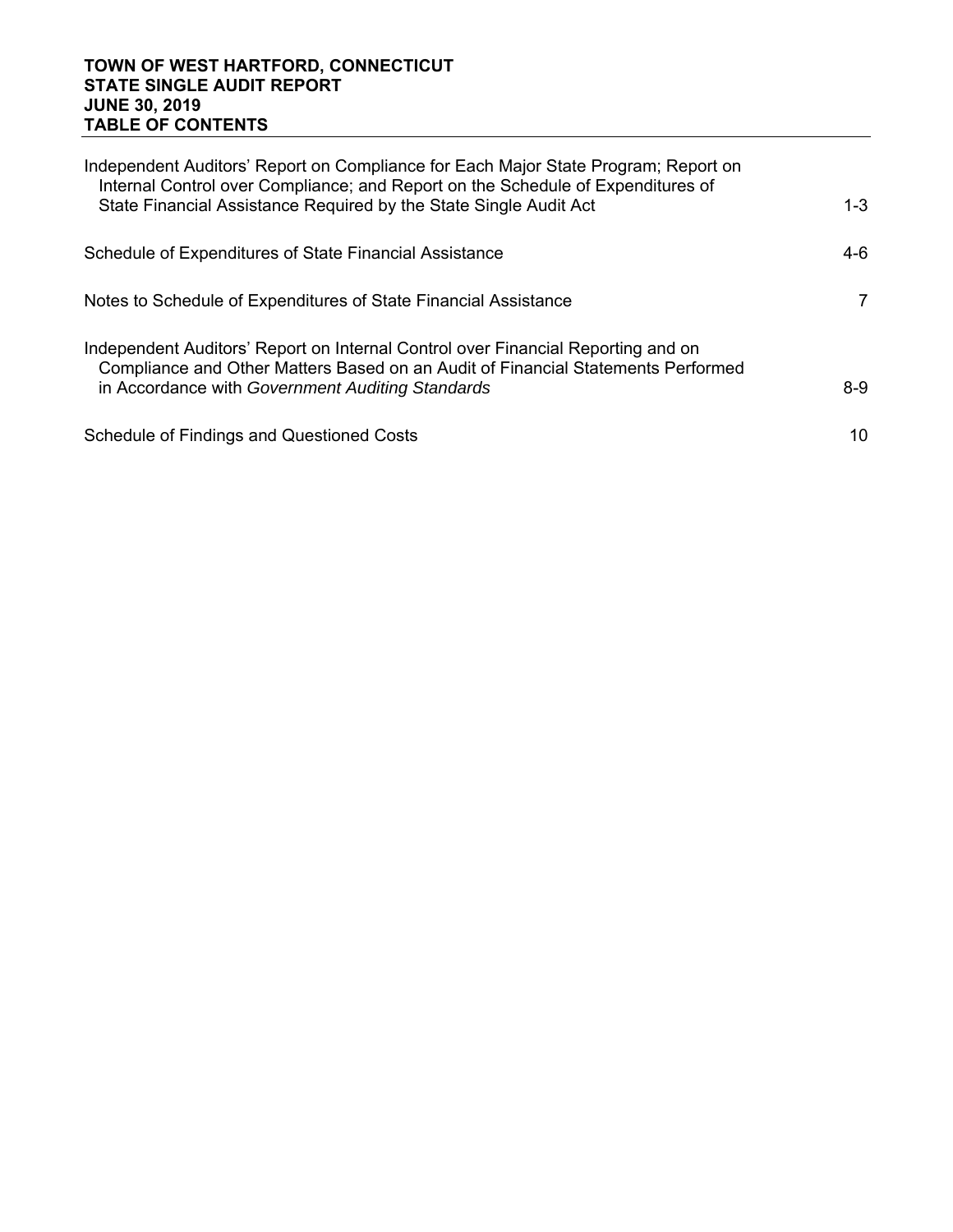# TOWN OF WEST HARTFORD, CONNECTICUT
## STATE SINGLE AUDIT REPORT
## JUNE 30, 2019
## TABLE OF CONTENTS

| | |
|---|---|
| Independent Auditors' Report on Compliance for Each Major State Program; Report on Internal Control over Compliance; and Report on the Schedule of Expenditures of State Financial Assistance Required by the State Single Audit Act | 1-3 |
| Schedule of Expenditures of State Financial Assistance | 4-6 |
| Notes to Schedule of Expenditures of State Financial Assistance | 7 |
| Independent Auditors' Report on Internal Control over Financial Reporting and on Compliance and Other Matters Based on an Audit of Financial Statements Performed in Accordance with *Government Auditing Standards* | 8-9 |
| Schedule of Findings and Questioned Costs | 10 |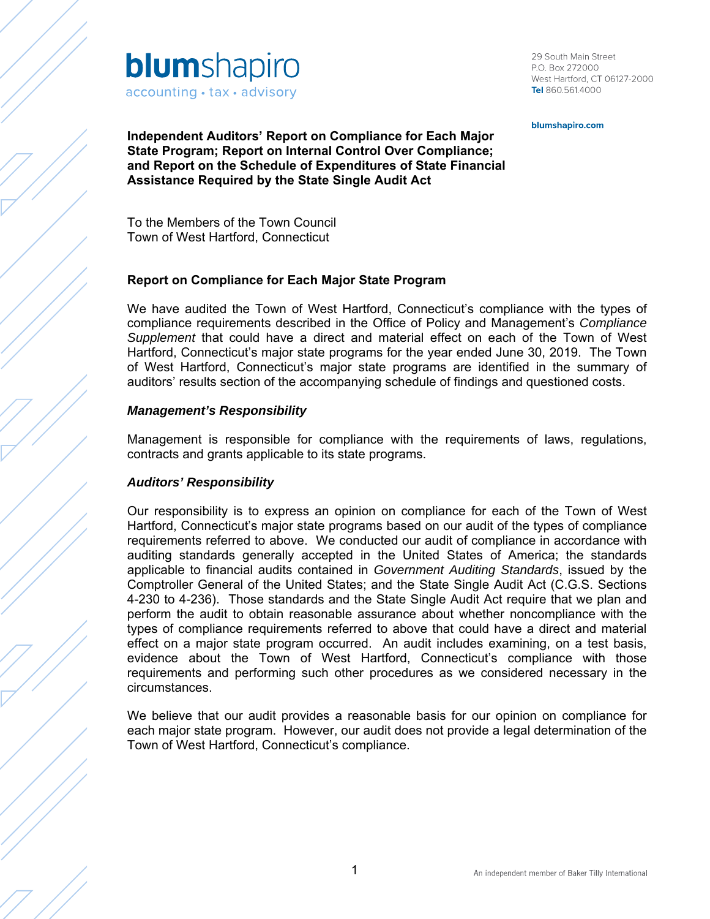blumshapiro
accounting • tax • advisory

29 South Main Street
P.O. Box 272000
West Hartford, CT 06127-2000
**Tel** 860.561.4000

**blumshapiro.com**

# Independent Auditors' Report on Compliance for Each Major State Program; Report on Internal Control Over Compliance; and Report on the Schedule of Expenditures of State Financial Assistance Required by the State Single Audit Act

To the Members of the Town Council
Town of West Hartford, Connecticut

## Report on Compliance for Each Major State Program

We have audited the Town of West Hartford, Connecticut's compliance with the types of compliance requirements described in the Office of Policy and Management's *Compliance Supplement* that could have a direct and material effect on each of the Town of West Hartford, Connecticut's major state programs for the year ended June 30, 2019. The Town of West Hartford, Connecticut's major state programs are identified in the summary of auditors' results section of the accompanying schedule of findings and questioned costs.

### *Management's Responsibility*

Management is responsible for compliance with the requirements of laws, regulations, contracts and grants applicable to its state programs.

### *Auditors' Responsibility*

Our responsibility is to express an opinion on compliance for each of the Town of West Hartford, Connecticut's major state programs based on our audit of the types of compliance requirements referred to above. We conducted our audit of compliance in accordance with auditing standards generally accepted in the United States of America; the standards applicable to financial audits contained in *Government Auditing Standards*, issued by the Comptroller General of the United States; and the State Single Audit Act (C.G.S. Sections 4-230 to 4-236). Those standards and the State Single Audit Act require that we plan and perform the audit to obtain reasonable assurance about whether noncompliance with the types of compliance requirements referred to above that could have a direct and material effect on a major state program occurred. An audit includes examining, on a test basis, evidence about the Town of West Hartford, Connecticut's compliance with those requirements and performing such other procedures as we considered necessary in the circumstances.

We believe that our audit provides a reasonable basis for our opinion on compliance for each major state program. However, our audit does not provide a legal determination of the Town of West Hartford, Connecticut's compliance.

An independent member of Baker Tilly International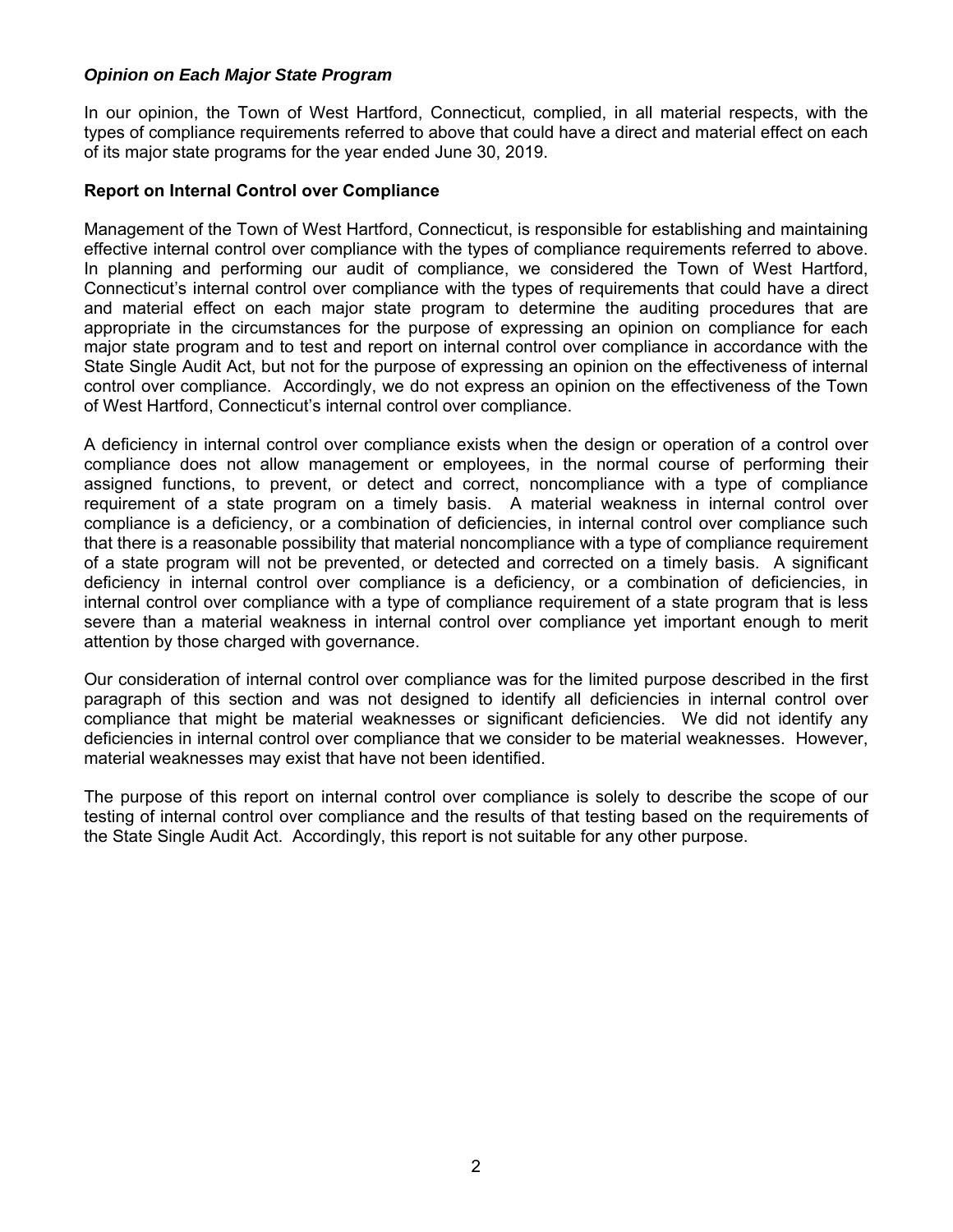### *Opinion on Each Major State Program*

In our opinion, the Town of West Hartford, Connecticut, complied, in all material respects, with the types of compliance requirements referred to above that could have a direct and material effect on each of its major state programs for the year ended June 30, 2019.

### Report on Internal Control over Compliance

Management of the Town of West Hartford, Connecticut, is responsible for establishing and maintaining effective internal control over compliance with the types of compliance requirements referred to above. In planning and performing our audit of compliance, we considered the Town of West Hartford, Connecticut's internal control over compliance with the types of requirements that could have a direct and material effect on each major state program to determine the auditing procedures that are appropriate in the circumstances for the purpose of expressing an opinion on compliance for each major state program and to test and report on internal control over compliance in accordance with the State Single Audit Act, but not for the purpose of expressing an opinion on the effectiveness of internal control over compliance. Accordingly, we do not express an opinion on the effectiveness of the Town of West Hartford, Connecticut's internal control over compliance.

A deficiency in internal control over compliance exists when the design or operation of a control over compliance does not allow management or employees, in the normal course of performing their assigned functions, to prevent, or detect and correct, noncompliance with a type of compliance requirement of a state program on a timely basis. A material weakness in internal control over compliance is a deficiency, or a combination of deficiencies, in internal control over compliance such that there is a reasonable possibility that material noncompliance with a type of compliance requirement of a state program will not be prevented, or detected and corrected on a timely basis. A significant deficiency in internal control over compliance is a deficiency, or a combination of deficiencies, in internal control over compliance with a type of compliance requirement of a state program that is less severe than a material weakness in internal control over compliance yet important enough to merit attention by those charged with governance.

Our consideration of internal control over compliance was for the limited purpose described in the first paragraph of this section and was not designed to identify all deficiencies in internal control over compliance that might be material weaknesses or significant deficiencies. We did not identify any deficiencies in internal control over compliance that we consider to be material weaknesses. However, material weaknesses may exist that have not been identified.

The purpose of this report on internal control over compliance is solely to describe the scope of our testing of internal control over compliance and the results of that testing based on the requirements of the State Single Audit Act. Accordingly, this report is not suitable for any other purpose.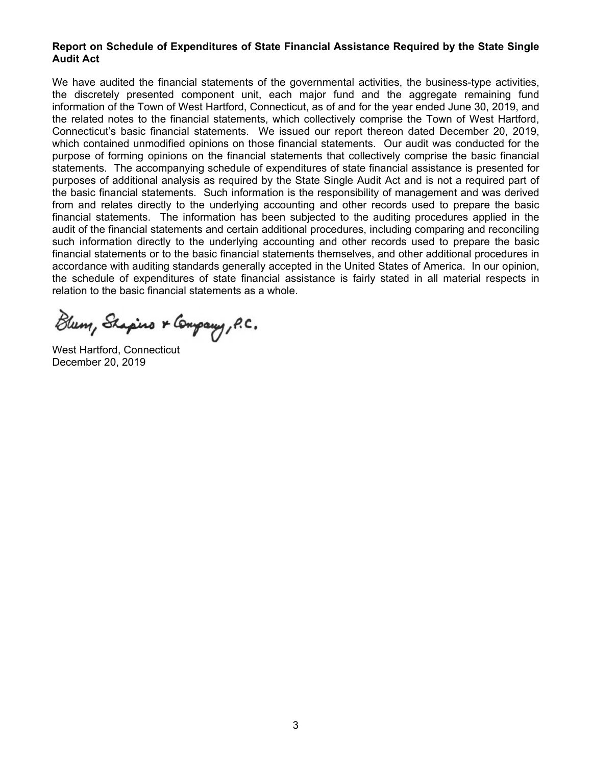**Report on Schedule of Expenditures of State Financial Assistance Required by the State Single Audit Act**

We have audited the financial statements of the governmental activities, the business-type activities, the discretely presented component unit, each major fund and the aggregate remaining fund information of the Town of West Hartford, Connecticut, as of and for the year ended June 30, 2019, and the related notes to the financial statements, which collectively comprise the Town of West Hartford, Connecticut's basic financial statements. We issued our report thereon dated December 20, 2019, which contained unmodified opinions on those financial statements. Our audit was conducted for the purpose of forming opinions on the financial statements that collectively comprise the basic financial statements. The accompanying schedule of expenditures of state financial assistance is presented for purposes of additional analysis as required by the State Single Audit Act and is not a required part of the basic financial statements. Such information is the responsibility of management and was derived from and relates directly to the underlying accounting and other records used to prepare the basic financial statements. The information has been subjected to the auditing procedures applied in the audit of the financial statements and certain additional procedures, including comparing and reconciling such information directly to the underlying accounting and other records used to prepare the basic financial statements or to the basic financial statements themselves, and other additional procedures in accordance with auditing standards generally accepted in the United States of America. In our opinion, the schedule of expenditures of state financial assistance is fairly stated in all material respects in relation to the basic financial statements as a whole.

Blum, Shapiro & Company, P.C.

West Hartford, Connecticut
December 20, 2019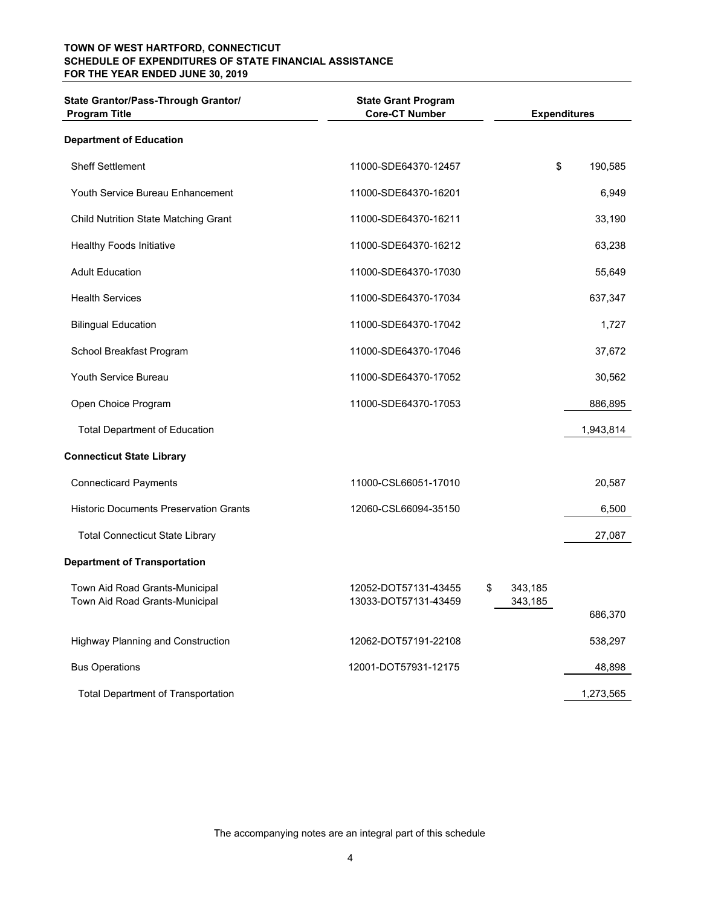**TOWN OF WEST HARTFORD, CONNECTICUT**
**SCHEDULE OF EXPENDITURES OF STATE FINANCIAL ASSISTANCE**
**FOR THE YEAR ENDED JUNE 30, 2019**

| State Grantor/Pass-Through Grantor/ Program Title | State Grant Program Core-CT Number | | Expenditures |
|---|---|---|---|
| **Department of Education** | | | |
| Sheff Settlement | 11000-SDE64370-12457 | | $ 190,585 |
| Youth Service Bureau Enhancement | 11000-SDE64370-16201 | | 6,949 |
| Child Nutrition State Matching Grant | 11000-SDE64370-16211 | | 33,190 |
| Healthy Foods Initiative | 11000-SDE64370-16212 | | 63,238 |
| Adult Education | 11000-SDE64370-17030 | | 55,649 |
| Health Services | 11000-SDE64370-17034 | | 637,347 |
| Bilingual Education | 11000-SDE64370-17042 | | 1,727 |
| School Breakfast Program | 11000-SDE64370-17046 | | 37,672 |
| Youth Service Bureau | 11000-SDE64370-17052 | | 30,562 |
| Open Choice Program | 11000-SDE64370-17053 | | 886,895 |
| Total Department of Education | | | 1,943,814 |
| **Connecticut State Library** | | | |
| Connecticard Payments | 11000-CSL66051-17010 | | 20,587 |
| Historic Documents Preservation Grants | 12060-CSL66094-35150 | | 6,500 |
| Total Connecticut State Library | | | 27,087 |
| **Department of Transportation** | | | |
| Town Aid Road Grants-Municipal | 12052-DOT57131-43455 | $ 343,185 | |
| Town Aid Road Grants-Municipal | 13033-DOT57131-43459 | 343,185 | |
| | | | 686,370 |
| Highway Planning and Construction | 12062-DOT57191-22108 | | 538,297 |
| Bus Operations | 12001-DOT57931-12175 | | 48,898 |
| Total Department of Transportation | | | 1,273,565 |

The accompanying notes are an integral part of this schedule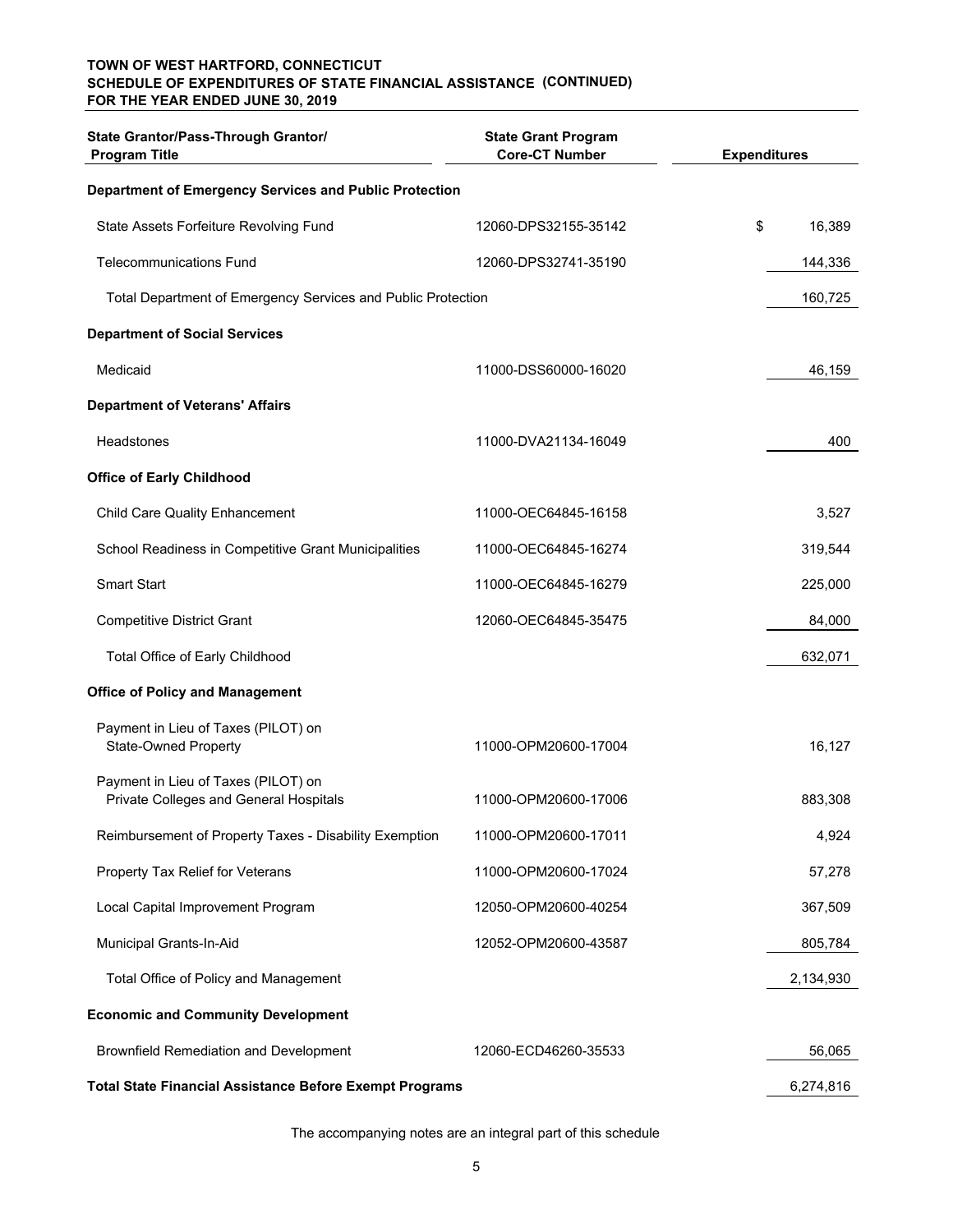**TOWN OF WEST HARTFORD, CONNECTICUT**
**SCHEDULE OF EXPENDITURES OF STATE FINANCIAL ASSISTANCE (CONTINUED)**
**FOR THE YEAR ENDED JUNE 30, 2019**

| State Grantor/Pass-Through Grantor/ Program Title | State Grant Program Core-CT Number | Expenditures |
|---|---|---|
| **Department of Emergency Services and Public Protection** | | |
| State Assets Forfeiture Revolving Fund | 12060-DPS32155-35142 | $ 16,389 |
| Telecommunications Fund | 12060-DPS32741-35190 | 144,336 |
| Total Department of Emergency Services and Public Protection | | 160,725 |
| **Department of Social Services** | | |
| Medicaid | 11000-DSS60000-16020 | 46,159 |
| **Department of Veterans' Affairs** | | |
| Headstones | 11000-DVA21134-16049 | 400 |
| **Office of Early Childhood** | | |
| Child Care Quality Enhancement | 11000-OEC64845-16158 | 3,527 |
| School Readiness in Competitive Grant Municipalities | 11000-OEC64845-16274 | 319,544 |
| Smart Start | 11000-OEC64845-16279 | 225,000 |
| Competitive District Grant | 12060-OEC64845-35475 | 84,000 |
| Total Office of Early Childhood | | 632,071 |
| **Office of Policy and Management** | | |
| Payment in Lieu of Taxes (PILOT) on State-Owned Property | 11000-OPM20600-17004 | 16,127 |
| Payment in Lieu of Taxes (PILOT) on Private Colleges and General Hospitals | 11000-OPM20600-17006 | 883,308 |
| Reimbursement of Property Taxes - Disability Exemption | 11000-OPM20600-17011 | 4,924 |
| Property Tax Relief for Veterans | 11000-OPM20600-17024 | 57,278 |
| Local Capital Improvement Program | 12050-OPM20600-40254 | 367,509 |
| Municipal Grants-In-Aid | 12052-OPM20600-43587 | 805,784 |
| Total Office of Policy and Management | | 2,134,930 |
| **Economic and Community Development** | | |
| Brownfield Remediation and Development | 12060-ECD46260-35533 | 56,065 |
| **Total State Financial Assistance Before Exempt Programs** | | 6,274,816 |

The accompanying notes are an integral part of this schedule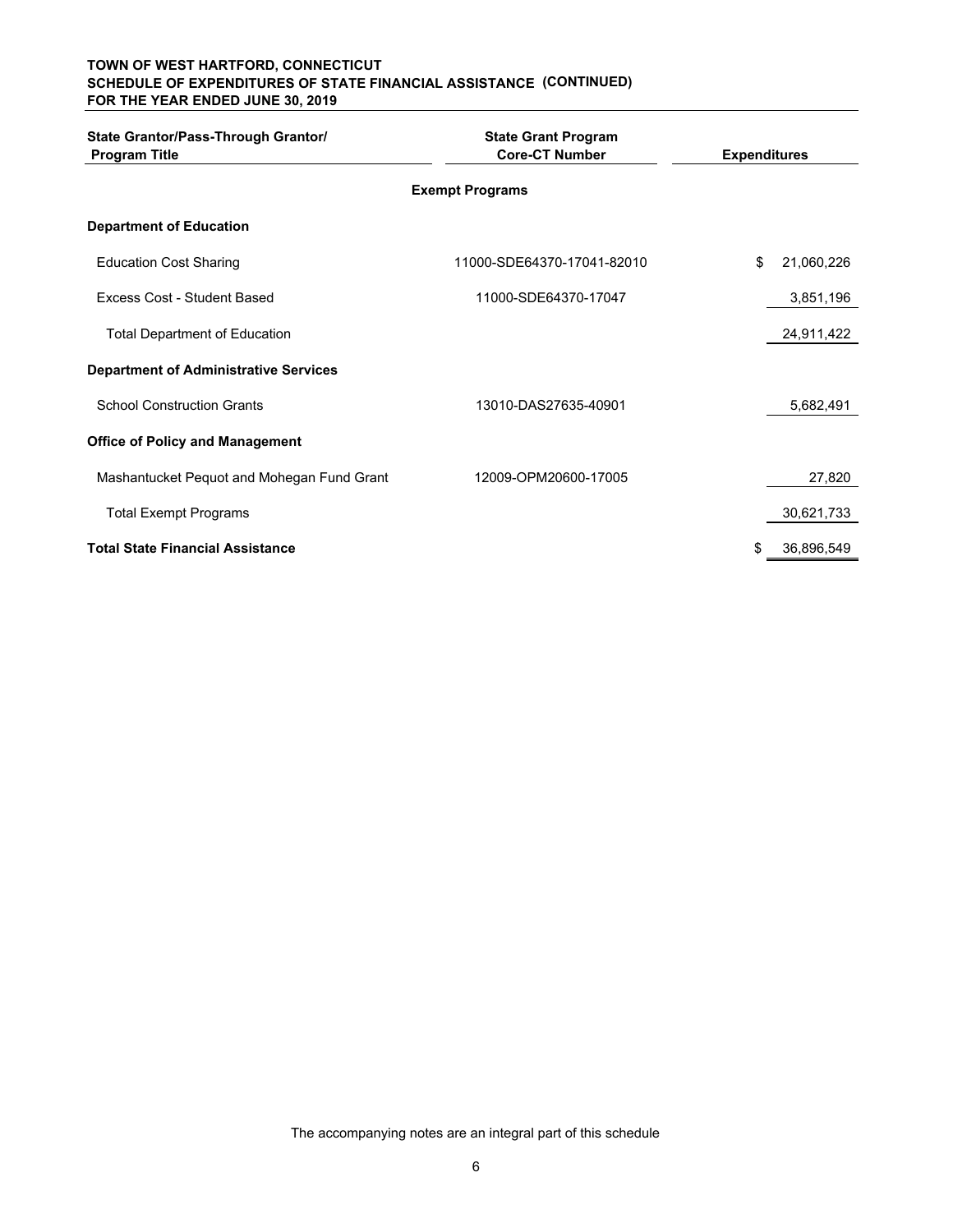**TOWN OF WEST HARTFORD, CONNECTICUT**
**SCHEDULE OF EXPENDITURES OF STATE FINANCIAL ASSISTANCE (CONTINUED)**
**FOR THE YEAR ENDED JUNE 30, 2019**

| State Grantor/Pass-Through Grantor/ Program Title | State Grant Program Core-CT Number | Expenditures |
|---|---|---|
| | **Exempt Programs** | |
| **Department of Education** | | |
| Education Cost Sharing | 11000-SDE64370-17041-82010 | $ 21,060,226 |
| Excess Cost - Student Based | 11000-SDE64370-17047 | 3,851,196 |
| Total Department of Education | | 24,911,422 |
| **Department of Administrative Services** | | |
| School Construction Grants | 13010-DAS27635-40901 | 5,682,491 |
| **Office of Policy and Management** | | |
| Mashantucket Pequot and Mohegan Fund Grant | 12009-OPM20600-17005 | 27,820 |
| Total Exempt Programs | | 30,621,733 |
| **Total State Financial Assistance** | | $ 36,896,549 |

The accompanying notes are an integral part of this schedule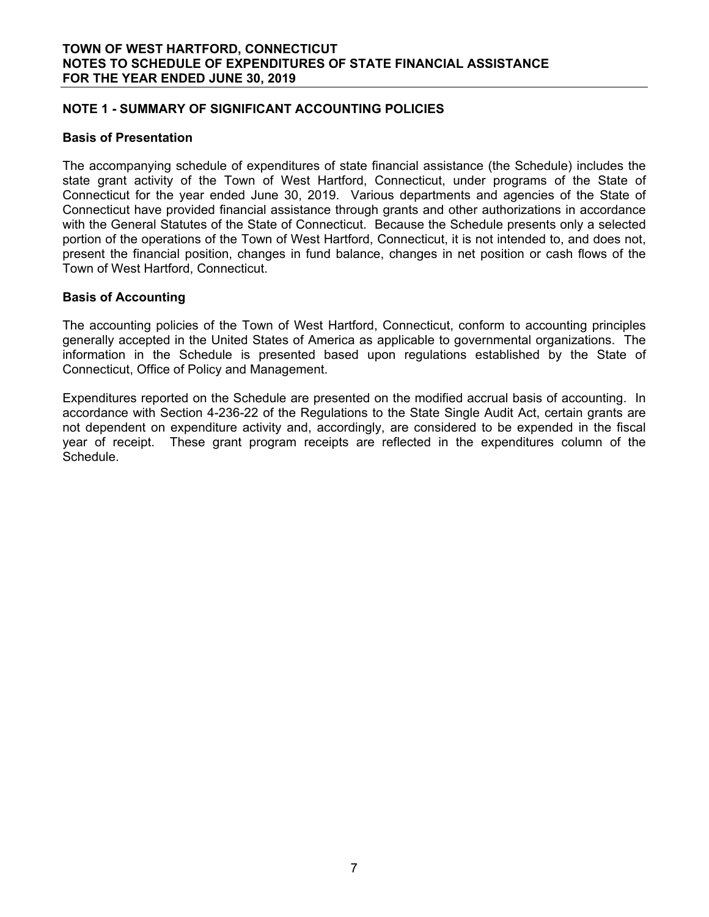**TOWN OF WEST HARTFORD, CONNECTICUT**
**NOTES TO SCHEDULE OF EXPENDITURES OF STATE FINANCIAL ASSISTANCE**
**FOR THE YEAR ENDED JUNE 30, 2019**

## NOTE 1 - SUMMARY OF SIGNIFICANT ACCOUNTING POLICIES

### Basis of Presentation

The accompanying schedule of expenditures of state financial assistance (the Schedule) includes the state grant activity of the Town of West Hartford, Connecticut, under programs of the State of Connecticut for the year ended June 30, 2019. Various departments and agencies of the State of Connecticut have provided financial assistance through grants and other authorizations in accordance with the General Statutes of the State of Connecticut. Because the Schedule presents only a selected portion of the operations of the Town of West Hartford, Connecticut, it is not intended to, and does not, present the financial position, changes in fund balance, changes in net position or cash flows of the Town of West Hartford, Connecticut.

### Basis of Accounting

The accounting policies of the Town of West Hartford, Connecticut, conform to accounting principles generally accepted in the United States of America as applicable to governmental organizations. The information in the Schedule is presented based upon regulations established by the State of Connecticut, Office of Policy and Management.

Expenditures reported on the Schedule are presented on the modified accrual basis of accounting. In accordance with Section 4-236-22 of the Regulations to the State Single Audit Act, certain grants are not dependent on expenditure activity and, accordingly, are considered to be expended in the fiscal year of receipt. These grant program receipts are reflected in the expenditures column of the Schedule.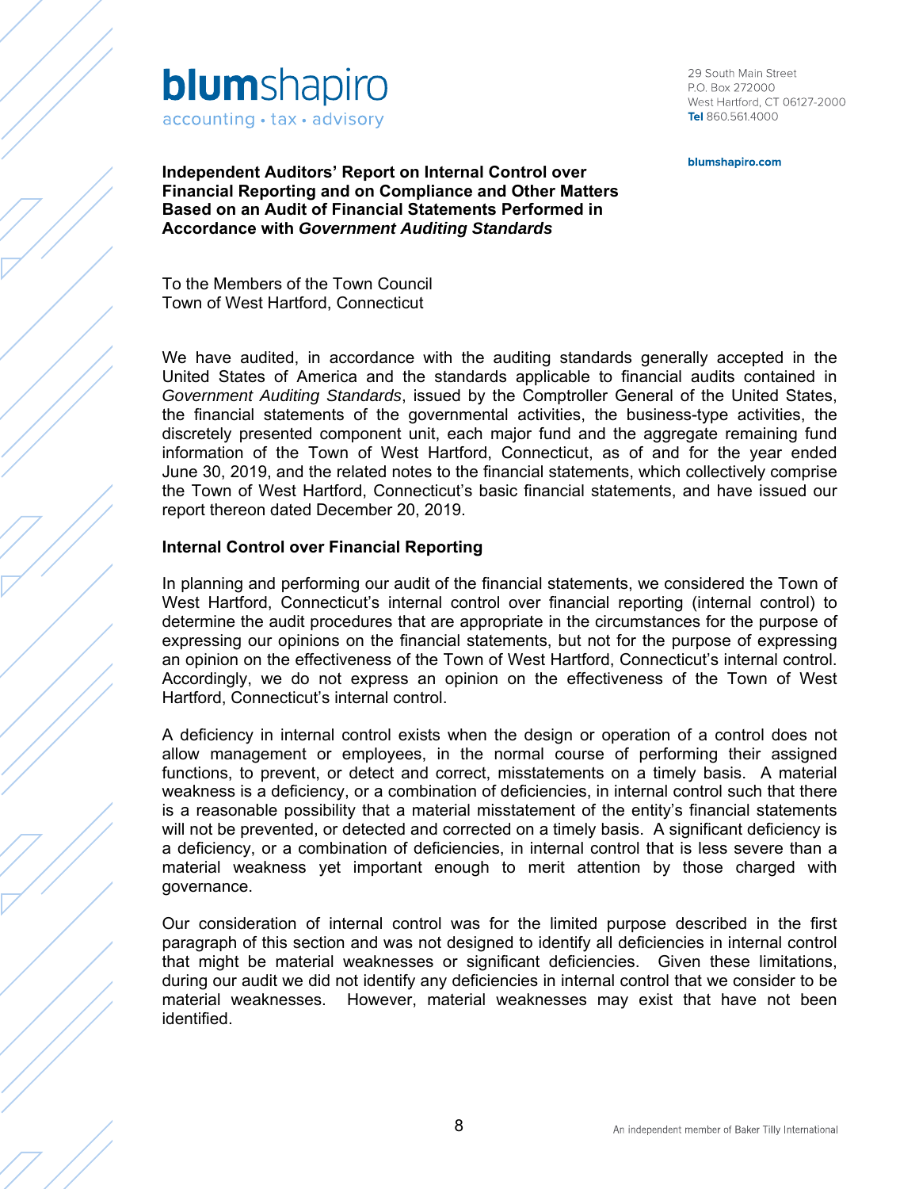**blumshapiro**
accounting • tax • advisory

29 South Main Street
P.O. Box 272000
West Hartford, CT 06127-2000
**Tel** 860.561.4000

**blumshapiro.com**

**Independent Auditors' Report on Internal Control over Financial Reporting and on Compliance and Other Matters Based on an Audit of Financial Statements Performed in Accordance with *Government Auditing Standards***

To the Members of the Town Council
Town of West Hartford, Connecticut

We have audited, in accordance with the auditing standards generally accepted in the United States of America and the standards applicable to financial audits contained in *Government Auditing Standards*, issued by the Comptroller General of the United States, the financial statements of the governmental activities, the business-type activities, the discretely presented component unit, each major fund and the aggregate remaining fund information of the Town of West Hartford, Connecticut, as of and for the year ended June 30, 2019, and the related notes to the financial statements, which collectively comprise the Town of West Hartford, Connecticut's basic financial statements, and have issued our report thereon dated December 20, 2019.

**Internal Control over Financial Reporting**

In planning and performing our audit of the financial statements, we considered the Town of West Hartford, Connecticut's internal control over financial reporting (internal control) to determine the audit procedures that are appropriate in the circumstances for the purpose of expressing our opinions on the financial statements, but not for the purpose of expressing an opinion on the effectiveness of the Town of West Hartford, Connecticut's internal control. Accordingly, we do not express an opinion on the effectiveness of the Town of West Hartford, Connecticut's internal control.

A deficiency in internal control exists when the design or operation of a control does not allow management or employees, in the normal course of performing their assigned functions, to prevent, or detect and correct, misstatements on a timely basis. A material weakness is a deficiency, or a combination of deficiencies, in internal control such that there is a reasonable possibility that a material misstatement of the entity's financial statements will not be prevented, or detected and corrected on a timely basis. A significant deficiency is a deficiency, or a combination of deficiencies, in internal control that is less severe than a material weakness yet important enough to merit attention by those charged with governance.

Our consideration of internal control was for the limited purpose described in the first paragraph of this section and was not designed to identify all deficiencies in internal control that might be material weaknesses or significant deficiencies. Given these limitations, during our audit we did not identify any deficiencies in internal control that we consider to be material weaknesses. However, material weaknesses may exist that have not been identified.

An independent member of Baker Tilly International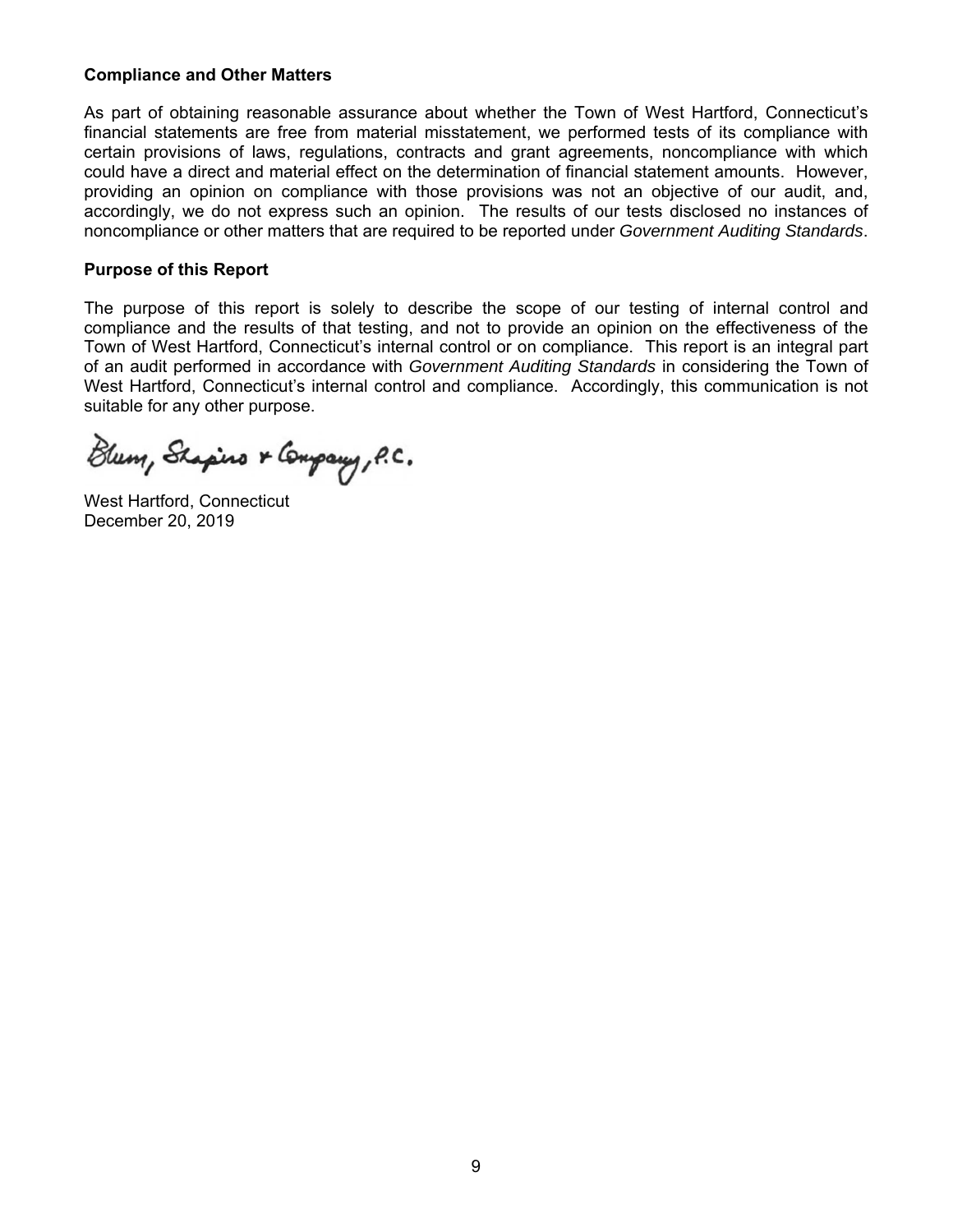**Compliance and Other Matters**

As part of obtaining reasonable assurance about whether the Town of West Hartford, Connecticut's financial statements are free from material misstatement, we performed tests of its compliance with certain provisions of laws, regulations, contracts and grant agreements, noncompliance with which could have a direct and material effect on the determination of financial statement amounts. However, providing an opinion on compliance with those provisions was not an objective of our audit, and, accordingly, we do not express such an opinion. The results of our tests disclosed no instances of noncompliance or other matters that are required to be reported under *Government Auditing Standards*.

**Purpose of this Report**

The purpose of this report is solely to describe the scope of our testing of internal control and compliance and the results of that testing, and not to provide an opinion on the effectiveness of the Town of West Hartford, Connecticut's internal control or on compliance. This report is an integral part of an audit performed in accordance with *Government Auditing Standards* in considering the Town of West Hartford, Connecticut's internal control and compliance. Accordingly, this communication is not suitable for any other purpose.

Blum, Shapiro & Company, P.C.

West Hartford, Connecticut
December 20, 2019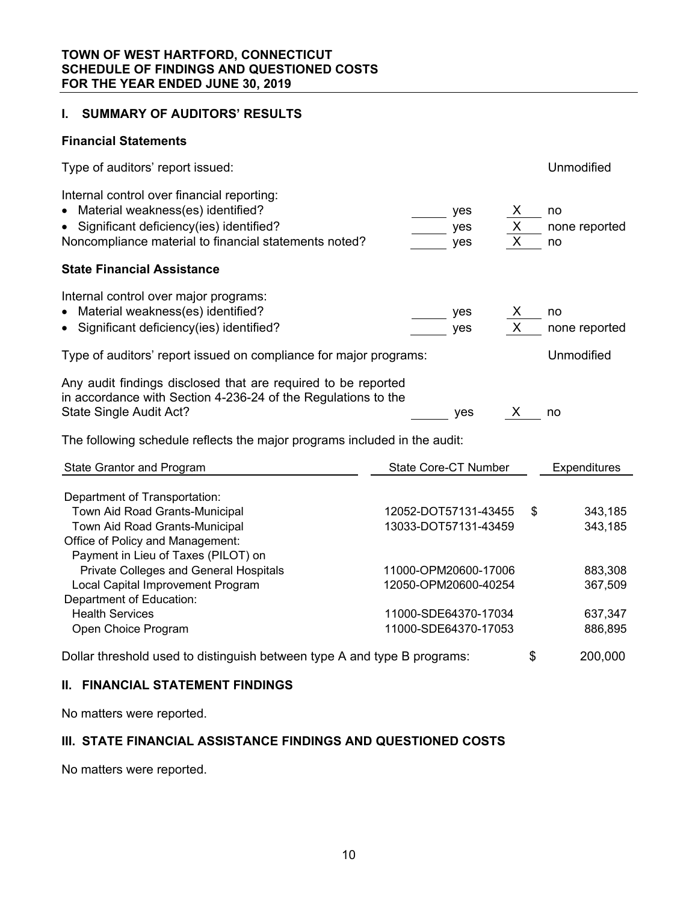**TOWN OF WEST HARTFORD, CONNECTICUT**
**SCHEDULE OF FINDINGS AND QUESTIONED COSTS**
**FOR THE YEAR ENDED JUNE 30, 2019**

## I. SUMMARY OF AUDITORS' RESULTS

### Financial Statements

Type of auditors' report issued: Unmodified

Internal control over financial reporting:

- Material weakness(es) identified? ____ yes X no
- Significant deficiency(ies) identified? ____ yes X none reported

Noncompliance material to financial statements noted? ____ yes X no

### State Financial Assistance

Internal control over major programs:

- Material weakness(es) identified? ____ yes X no
- Significant deficiency(ies) identified? ____ yes X none reported

Type of auditors' report issued on compliance for major programs: Unmodified

Any audit findings disclosed that are required to be reported in accordance with Section 4-236-24 of the Regulations to the State Single Audit Act? ____ yes X no

The following schedule reflects the major programs included in the audit:

| State Grantor and Program | State Core-CT Number | Expenditures |
|---|---|---|
| Department of Transportation: | | |
| Town Aid Road Grants-Municipal | 12052-DOT57131-43455 | $ 343,185 |
| Town Aid Road Grants-Municipal | 13033-DOT57131-43459 | 343,185 |
| Office of Policy and Management: | | |
| Payment in Lieu of Taxes (PILOT) on Private Colleges and General Hospitals | 11000-OPM20600-17006 | 883,308 |
| Local Capital Improvement Program | 12050-OPM20600-40254 | 367,509 |
| Department of Education: | | |
| Health Services | 11000-SDE64370-17034 | 637,347 |
| Open Choice Program | 11000-SDE64370-17053 | 886,895 |

Dollar threshold used to distinguish between type A and type B programs: $ 200,000

## II. FINANCIAL STATEMENT FINDINGS

No matters were reported.

## III. STATE FINANCIAL ASSISTANCE FINDINGS AND QUESTIONED COSTS

No matters were reported.